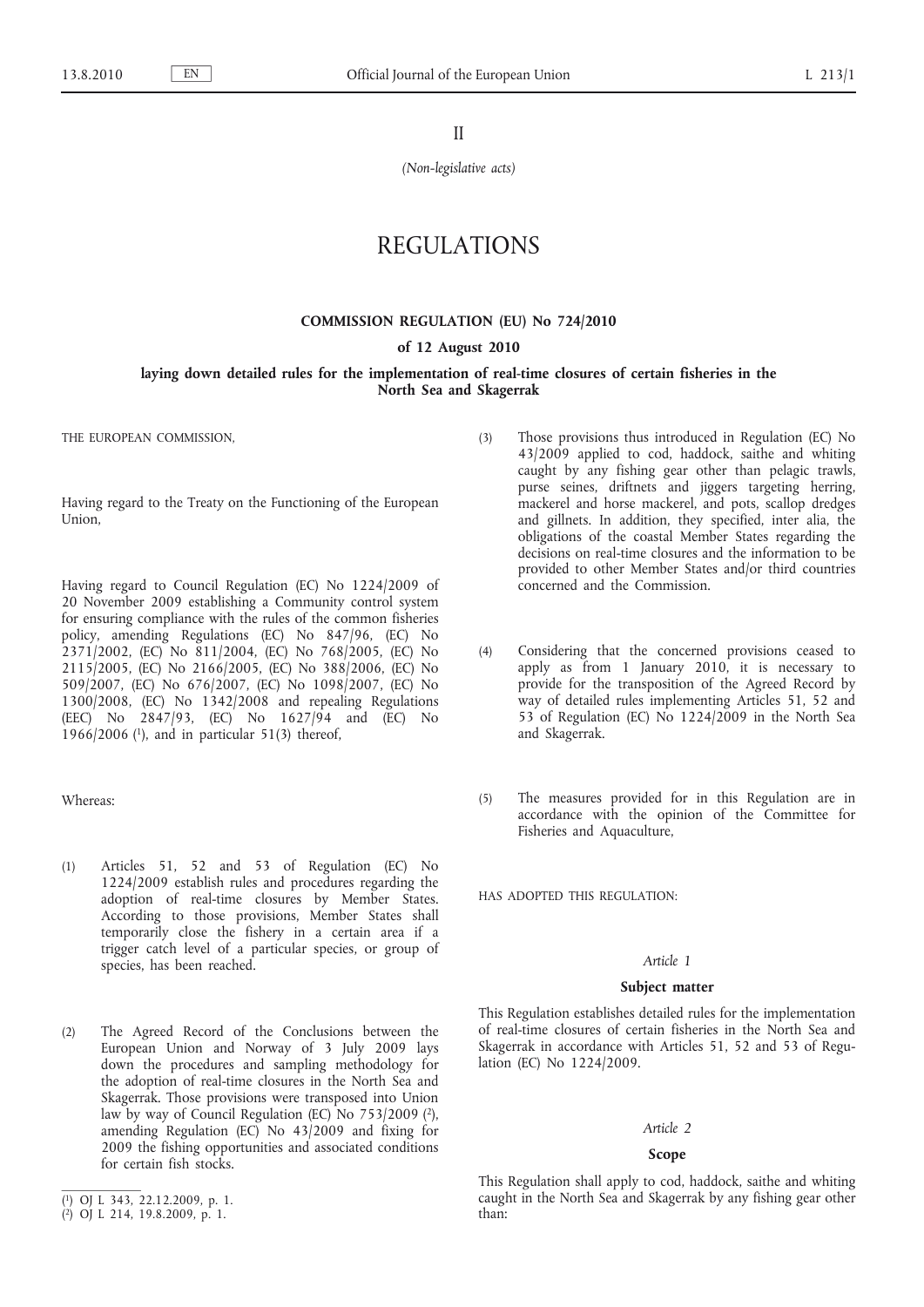II

*(Non-legislative acts)*

# REGULATIONS

## COMMISSION REGULATION (EU) No 724/2010

### of 12 August 2010

### laying down detailed rules for the implementation of real-time closures of certain fisheries in the North Sea and Skagerrak

THE EUROPEAN COMMISSION,

Having regard to the Treaty on the Functioning of the European Union,

Having regard to Council Regulation (EC) No 1224/2009 of 20 November 2009 establishing a Community control system for ensuring compliance with the rules of the common fisheries policy, amending Regulations (EC) No 847/96, (EC) No 2371/2002, (EC) No 811/2004, (EC) No 768/2005, (EC) No 2115/2005, (EC) No 2166/2005, (EC) No 388/2006, (EC) No 509/2007, (EC) No 676/2007, (EC) No 1098/2007, (EC) No 1300/2008, (EC) No 1342/2008 and repealing Regulations (EEC) No 2847/93, (EC) No 1627/94 and (EC) No 1966/2006 [1], and in particular 51(3) thereof,

Whereas:

(1) Articles 51, 52 and 53 of Regulation (EC) No 1224/2009 establish rules and procedures regarding the adoption of real-time closures by Member States. According to those provisions, Member States shall temporarily close the fishery in a certain area if a trigger catch level of a particular species, or group of species, has been reached.

(2) The Agreed Record of the Conclusions between the European Union and Norway of 3 July 2009 lays down the procedures and sampling methodology for the adoption of real-time closures in the North Sea and Skagerrak. Those provisions were transposed into Union law by way of Council Regulation (EC) No 753/2009 [2], amending Regulation (EC) No 43/2009 and fixing for 2009 the fishing opportunities and associated conditions for certain fish stocks.

(3) Those provisions thus introduced in Regulation (EC) No 43/2009 applied to cod, haddock, saithe and whiting caught by any fishing gear other than pelagic trawls, purse seines, driftnets and jiggers targeting herring, mackerel and horse mackerel, and pots, scallop dredges and gillnets. In addition, they specified, inter alia, the obligations of the coastal Member States regarding the decisions on real-time closures and the information to be provided to other Member States and/or third countries concerned and the Commission.

(4) Considering that the concerned provisions ceased to apply as from 1 January 2010, it is necessary to provide for the transposition of the Agreed Record by way of detailed rules implementing Articles 51, 52 and 53 of Regulation (EC) No 1224/2009 in the North Sea and Skagerrak.

(5) The measures provided for in this Regulation are in accordance with the opinion of the Committee for Fisheries and Aquaculture,

HAS ADOPTED THIS REGULATION:

*Article 1*

**Subject matter**

This Regulation establishes detailed rules for the implementation of real-time closures of certain fisheries in the North Sea and Skagerrak in accordance with Articles 51, 52 and 53 of Regulation (EC) No 1224/2009.

*Article 2*

**Scope**

This Regulation shall apply to cod, haddock, saithe and whiting caught in the North Sea and Skagerrak by any fishing gear other than:

[1] OJ L 343, 22.12.2009, p. 1.

[2] OJ L 214, 19.8.2009, p. 1.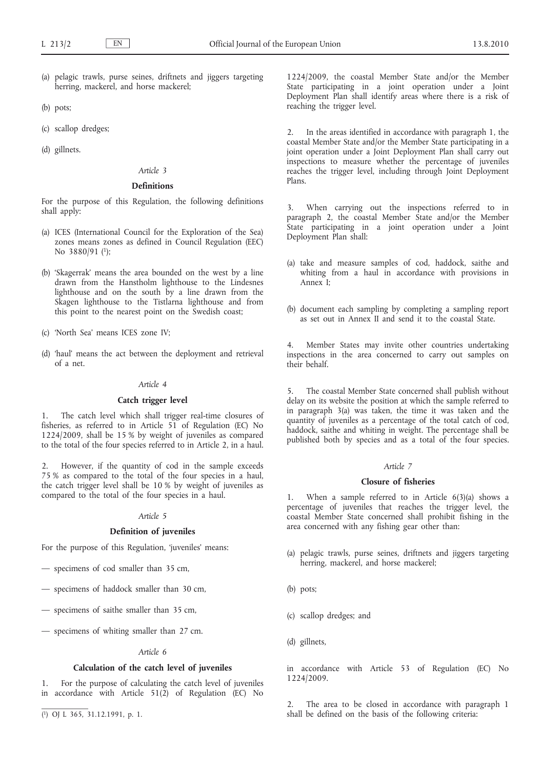(a) pelagic trawls, purse seines, driftnets and jiggers targeting herring, mackerel, and horse mackerel;

(b) pots;

(c) scallop dredges;

(d) gillnets.

*Article 3*

**Definitions**

For the purpose of this Regulation, the following definitions shall apply:

(a) ICES (International Council for the Exploration of the Sea) zones means zones as defined in Council Regulation (EEC) No 3880/91 [1];

(b) 'Skagerrak' means the area bounded on the west by a line drawn from the Hanstholm lighthouse to the Lindesnes lighthouse and on the south by a line drawn from the Skagen lighthouse to the Tistlarna lighthouse and from this point to the nearest point on the Swedish coast;

(c) 'North Sea' means ICES zone IV;

(d) 'haul' means the act between the deployment and retrieval of a net.

*Article 4*

**Catch trigger level**

1. The catch level which shall trigger real-time closures of fisheries, as referred to in Article 51 of Regulation (EC) No 1224/2009, shall be 15 % by weight of juveniles as compared to the total of the four species referred to in Article 2, in a haul.

2. However, if the quantity of cod in the sample exceeds 75 % as compared to the total of the four species in a haul, the catch trigger level shall be 10 % by weight of juveniles as compared to the total of the four species in a haul.

*Article 5*

**Definition of juveniles**

For the purpose of this Regulation, 'juveniles' means:

— specimens of cod smaller than 35 cm,

— specimens of haddock smaller than 30 cm,

— specimens of saithe smaller than 35 cm,

— specimens of whiting smaller than 27 cm.

*Article 6*

**Calculation of the catch level of juveniles**

1. For the purpose of calculating the catch level of juveniles in accordance with Article 51(2) of Regulation (EC) No 1224/2009, the coastal Member State and/or the Member State participating in a joint operation under a Joint Deployment Plan shall identify areas where there is a risk of reaching the trigger level.

2. In the areas identified in accordance with paragraph 1, the coastal Member State and/or the Member State participating in a joint operation under a Joint Deployment Plan shall carry out inspections to measure whether the percentage of juveniles reaches the trigger level, including through Joint Deployment Plans.

3. When carrying out the inspections referred to in paragraph 2, the coastal Member State and/or the Member State participating in a joint operation under a Joint Deployment Plan shall:

(a) take and measure samples of cod, haddock, saithe and whiting from a haul in accordance with provisions in Annex I;

(b) document each sampling by completing a sampling report as set out in Annex II and send it to the coastal State.

4. Member States may invite other countries undertaking inspections in the area concerned to carry out samples on their behalf.

5. The coastal Member State concerned shall publish without delay on its website the position at which the sample referred to in paragraph 3(a) was taken, the time it was taken and the quantity of juveniles as a percentage of the total catch of cod, haddock, saithe and whiting in weight. The percentage shall be published both by species and as a total of the four species.

*Article 7*

**Closure of fisheries**

1. When a sample referred to in Article 6(3)(a) shows a percentage of juveniles that reaches the trigger level, the coastal Member State concerned shall prohibit fishing in the area concerned with any fishing gear other than:

(a) pelagic trawls, purse seines, driftnets and jiggers targeting herring, mackerel, and horse mackerel;

(b) pots;

(c) scallop dredges; and

(d) gillnets,

in accordance with Article 53 of Regulation (EC) No 1224/2009.

2. The area to be closed in accordance with paragraph 1 shall be defined on the basis of the following criteria:

[1] OJ L 365, 31.12.1991, p. 1.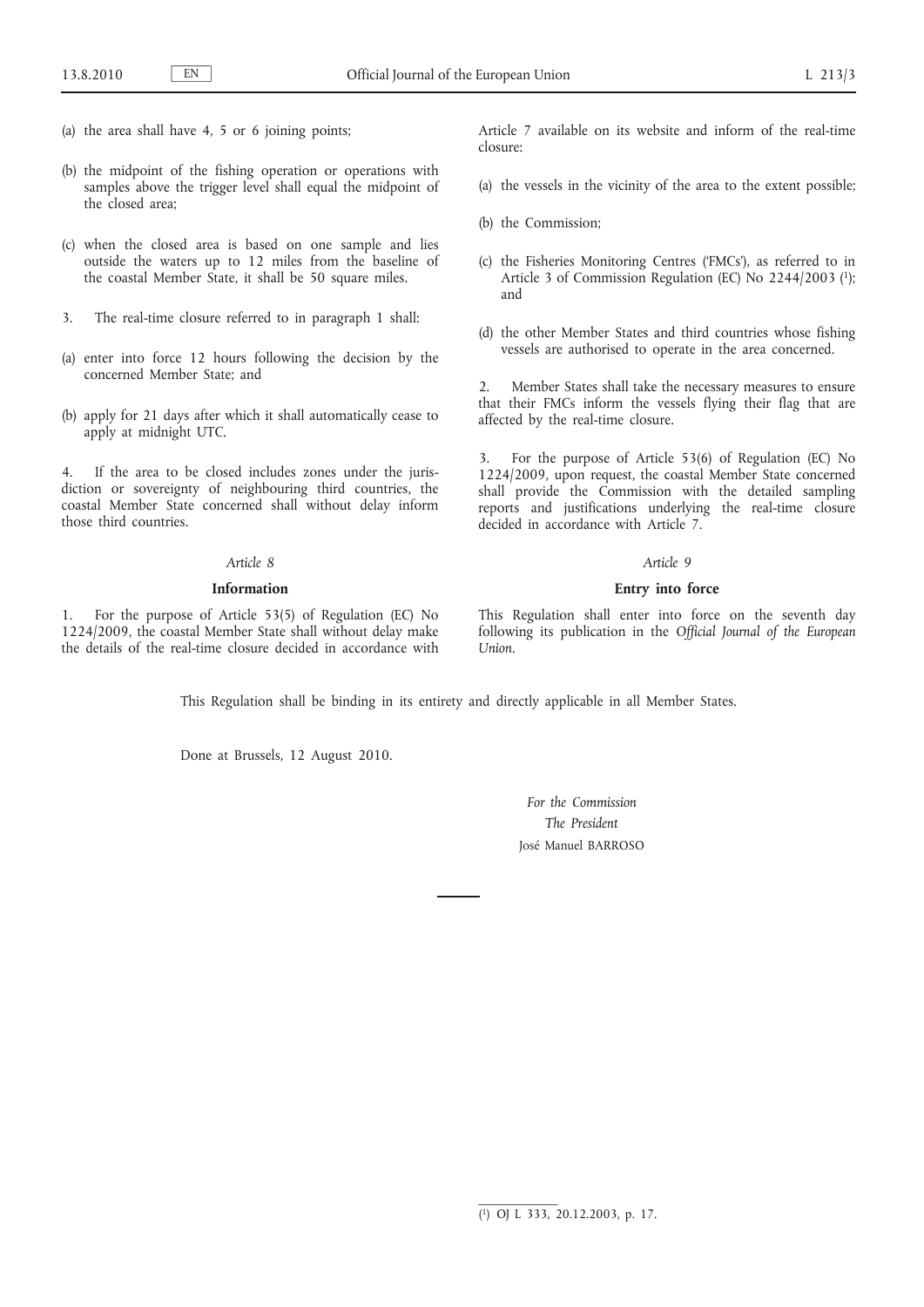(a) the area shall have 4, 5 or 6 joining points;

(b) the midpoint of the fishing operation or operations with samples above the trigger level shall equal the midpoint of the closed area;

(c) when the closed area is based on one sample and lies outside the waters up to 12 miles from the baseline of the coastal Member State, it shall be 50 square miles.

3. The real-time closure referred to in paragraph 1 shall:

(a) enter into force 12 hours following the decision by the concerned Member State; and

(b) apply for 21 days after which it shall automatically cease to apply at midnight UTC.

4. If the area to be closed includes zones under the jurisdiction or sovereignty of neighbouring third countries, the coastal Member State concerned shall without delay inform those third countries.

*Article 8*

**Information**

1. For the purpose of Article 53(5) of Regulation (EC) No 1224/2009, the coastal Member State shall without delay make the details of the real-time closure decided in accordance with Article 7 available on its website and inform of the real-time closure:

(a) the vessels in the vicinity of the area to the extent possible;

(b) the Commission;

(c) the Fisheries Monitoring Centres ('FMCs'), as referred to in Article 3 of Commission Regulation (EC) No 2244/2003 [1]; and

(d) the other Member States and third countries whose fishing vessels are authorised to operate in the area concerned.

2. Member States shall take the necessary measures to ensure that their FMCs inform the vessels flying their flag that are affected by the real-time closure.

3. For the purpose of Article 53(6) of Regulation (EC) No 1224/2009, upon request, the coastal Member State concerned shall provide the Commission with the detailed sampling reports and justifications underlying the real-time closure decided in accordance with Article 7.

*Article 9*

**Entry into force**

This Regulation shall enter into force on the seventh day following its publication in the *Official Journal of the European Union*.

This Regulation shall be binding in its entirety and directly applicable in all Member States.

Done at Brussels, 12 August 2010.

*For the Commission*
*The President*
José Manuel BARROSO

---

[1] OJ L 333, 20.12.2003, p. 17.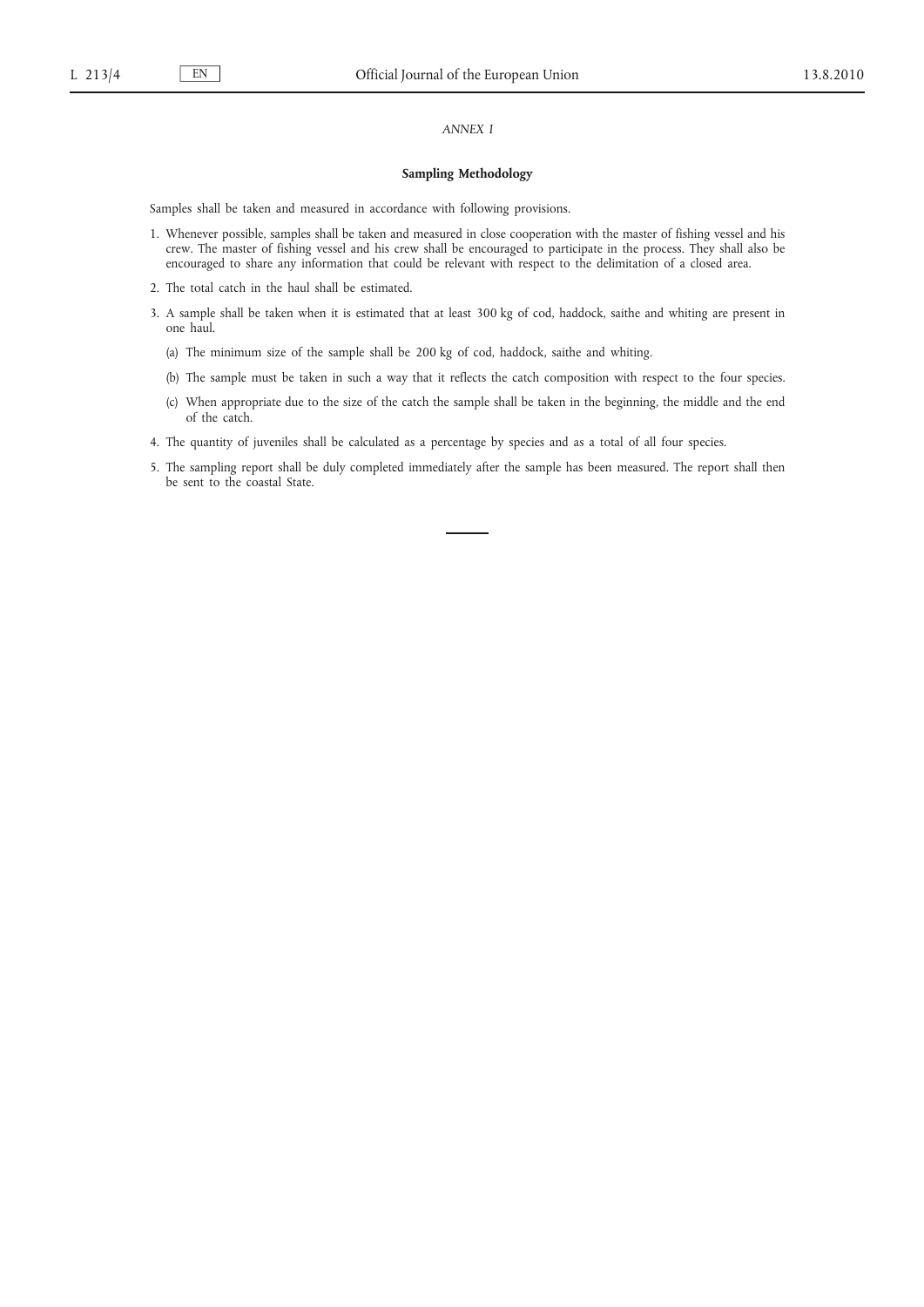*ANNEX I*

## Sampling Methodology

Samples shall be taken and measured in accordance with following provisions.

1. Whenever possible, samples shall be taken and measured in close cooperation with the master of fishing vessel and his crew. The master of fishing vessel and his crew shall be encouraged to participate in the process. They shall also be encouraged to share any information that could be relevant with respect to the delimitation of a closed area.
2. The total catch in the haul shall be estimated.
3. A sample shall be taken when it is estimated that at least 300 kg of cod, haddock, saithe and whiting are present in one haul.
   - (a) The minimum size of the sample shall be 200 kg of cod, haddock, saithe and whiting.
   - (b) The sample must be taken in such a way that it reflects the catch composition with respect to the four species.
   - (c) When appropriate due to the size of the catch the sample shall be taken in the beginning, the middle and the end of the catch.
4. The quantity of juveniles shall be calculated as a percentage by species and as a total of all four species.
5. The sampling report shall be duly completed immediately after the sample has been measured. The report shall then be sent to the coastal State.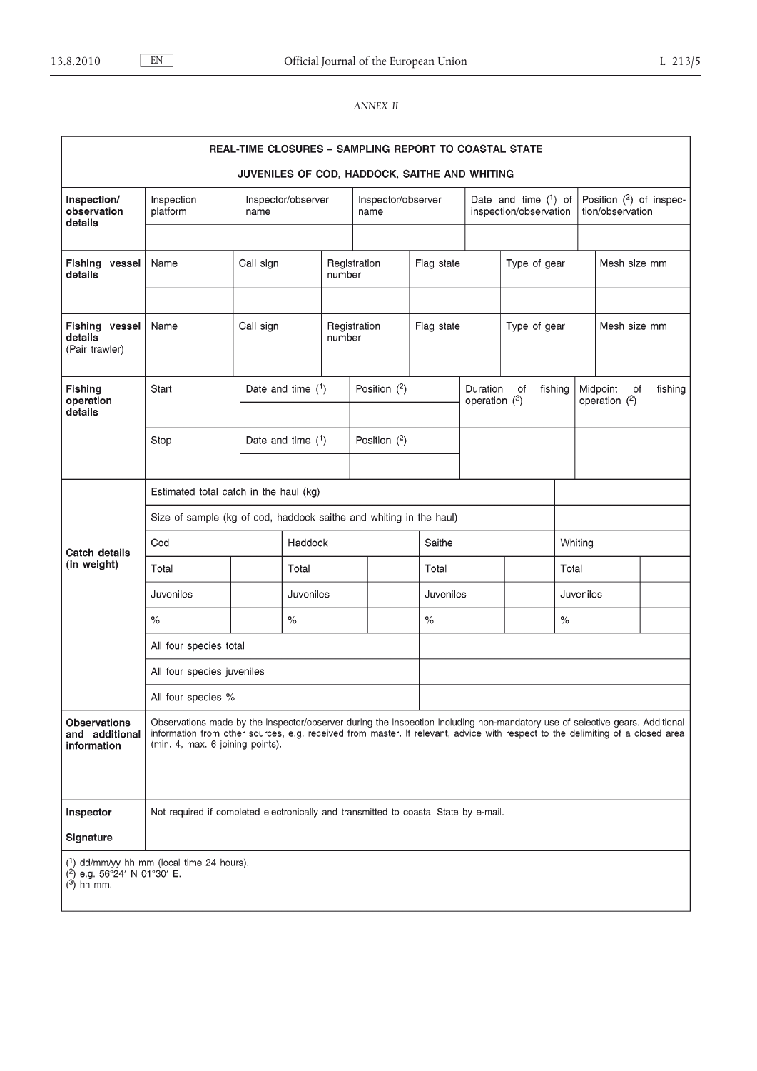*ANNEX II*

| REAL-TIME CLOSURES – SAMPLING REPORT TO COASTAL STATE<br>JUVENILES OF COD, HADDOCK, SAITHE AND WHITING | | | | | | | | |
|---|---|---|---|---|---|---|---|---|
| **Inspection/ observation details** | Inspection platform | Inspector/observer name | | Inspector/observer name | | Date and time (1) of inspection/observation | | Position (2) of inspection/observation |
| | | | | | | | | |
| **Fishing vessel details** | Name | Call sign | | Registration number | Flag state | Type of gear | | Mesh size mm |
| | | | | | | | | |
| **Fishing vessel details** (Pair trawler) | Name | Call sign | | Registration number | Flag state | Type of gear | | Mesh size mm |
| | | | | | | | | |
| **Fishing operation details** | Start | Date and time (1) | | Position (2) | | Duration of fishing operation (3) | | Midpoint of fishing operation (2) |
| | | | | | | | | |
| | Stop | Date and time (1) | | Position (2) | | | | |
| | | | | | | | | |
| **Catch details (in weight)** | Estimated total catch in the haul (kg) | | | | | | | |
| | Size of sample (kg of cod, haddock saithe and whiting in the haul) | | | | | | | |
| | Cod | | Haddock | | Saithe | | Whiting | |
| | Total | | Total | | Total | | Total | |
| | Juveniles | | Juveniles | | Juveniles | | Juveniles | |
| | % | | % | | % | | % | |
| | All four species total | | | | | | | |
| | All four species juveniles | | | | | | | |
| | All four species % | | | | | | | |
| **Observations and additional information** | Observations made by the inspector/observer during the inspection including non-mandatory use of selective gears. Additional information from other sources, e.g. received from master. If relevant, advice with respect to the delimiting of a closed area (min. 4, max. 6 joining points). | | | | | | | |
| **Inspector**<br><br>**Signature** | Not required if completed electronically and transmitted to coastal State by e-mail. | | | | | | | |

(1) dd/mm/yy hh mm (local time 24 hours).
(2) e.g. 56°24′ N 01°30′ E.
(3) hh mm.